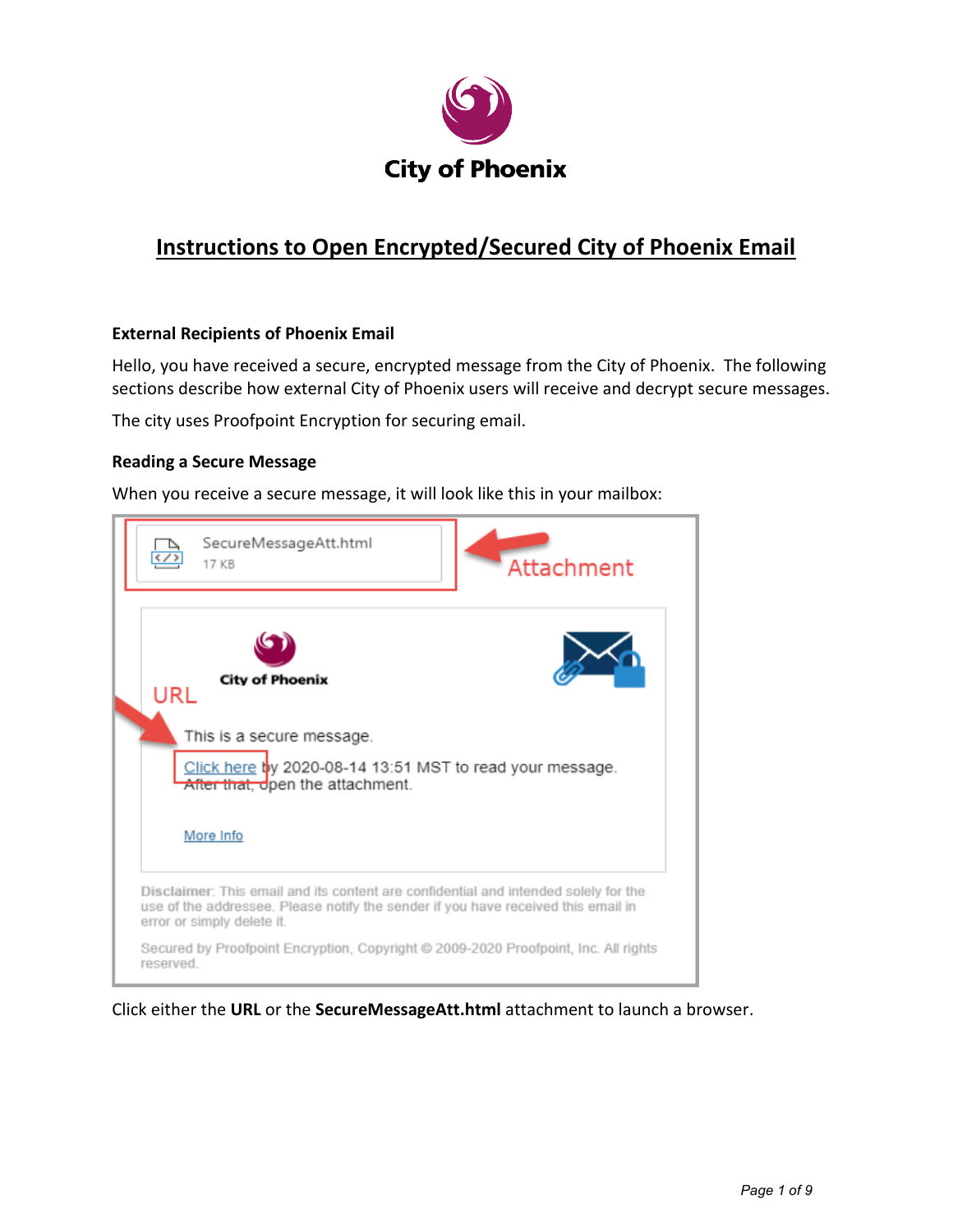City of Phoenix

# Instructions to Open Encrypted/Secured City of Phoenix Email

### External Recipients of Phoenix Email

Hello, you have received a secure, encrypted message from the City of Phoenix. The following sections describe how external City of Phoenix users will receive and decrypt secure messages.

The city uses Proofpoint Encryption for securing email.

### Reading a Secure Message

When you receive a secure message, it will look like this in your mailbox:

Click either the **URL** or the **SecureMessageAtt.html** attachment to launch a browser.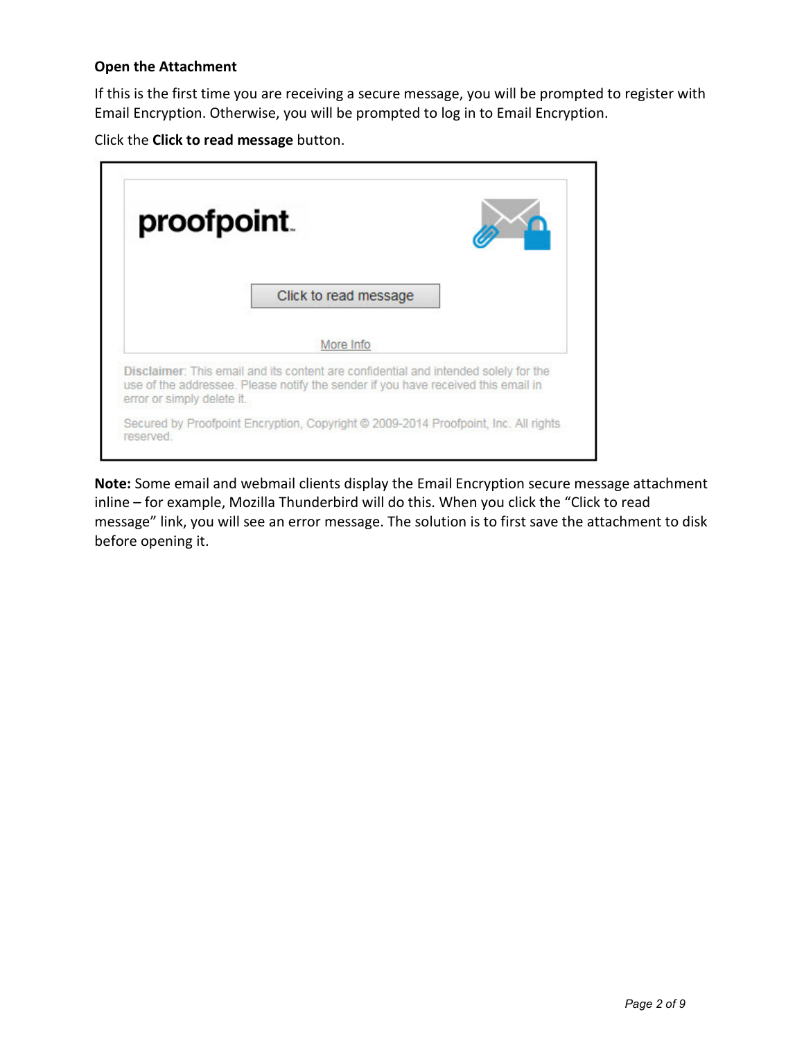**Open the Attachment**

If this is the first time you are receiving a secure message, you will be prompted to register with Email Encryption. Otherwise, you will be prompted to log in to Email Encryption.

Click the **Click to read message** button.

> proofpoint
>
> Click to read message
>
> More Info
>
> Disclaimer: This email and its content are confidential and intended solely for the use of the addressee. Please notify the sender if you have received this email in error or simply delete it.
>
> Secured by Proofpoint Encryption, Copyright © 2009-2014 Proofpoint, Inc. All rights reserved.

**Note:** Some email and webmail clients display the Email Encryption secure message attachment inline – for example, Mozilla Thunderbird will do this. When you click the "Click to read message" link, you will see an error message. The solution is to first save the attachment to disk before opening it.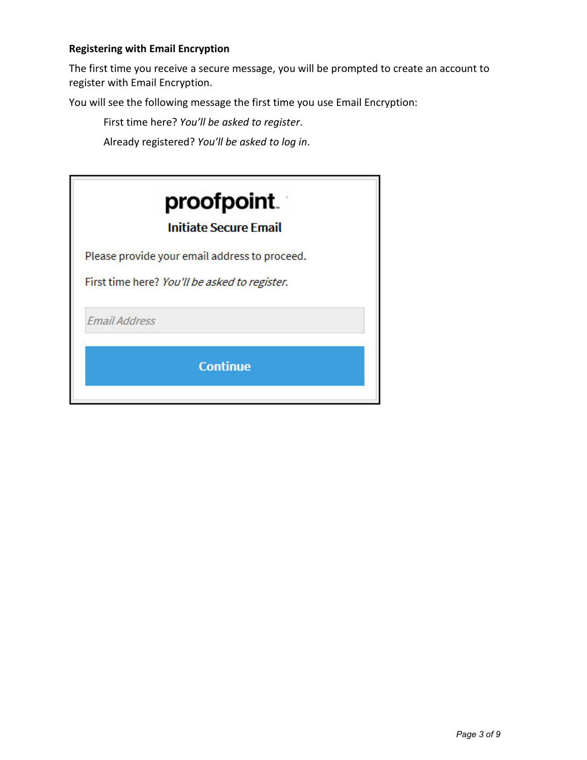**Registering with Email Encryption**

The first time you receive a secure message, you will be prompted to create an account to register with Email Encryption.

You will see the following message the first time you use Email Encryption:

> First time here? *You'll be asked to register*.
>
> Already registered? *You'll be asked to log in*.

proofpoint.

**Initiate Secure Email**

Please provide your email address to proceed.

First time here? *You'll be asked to register.*

*Email Address*

Continue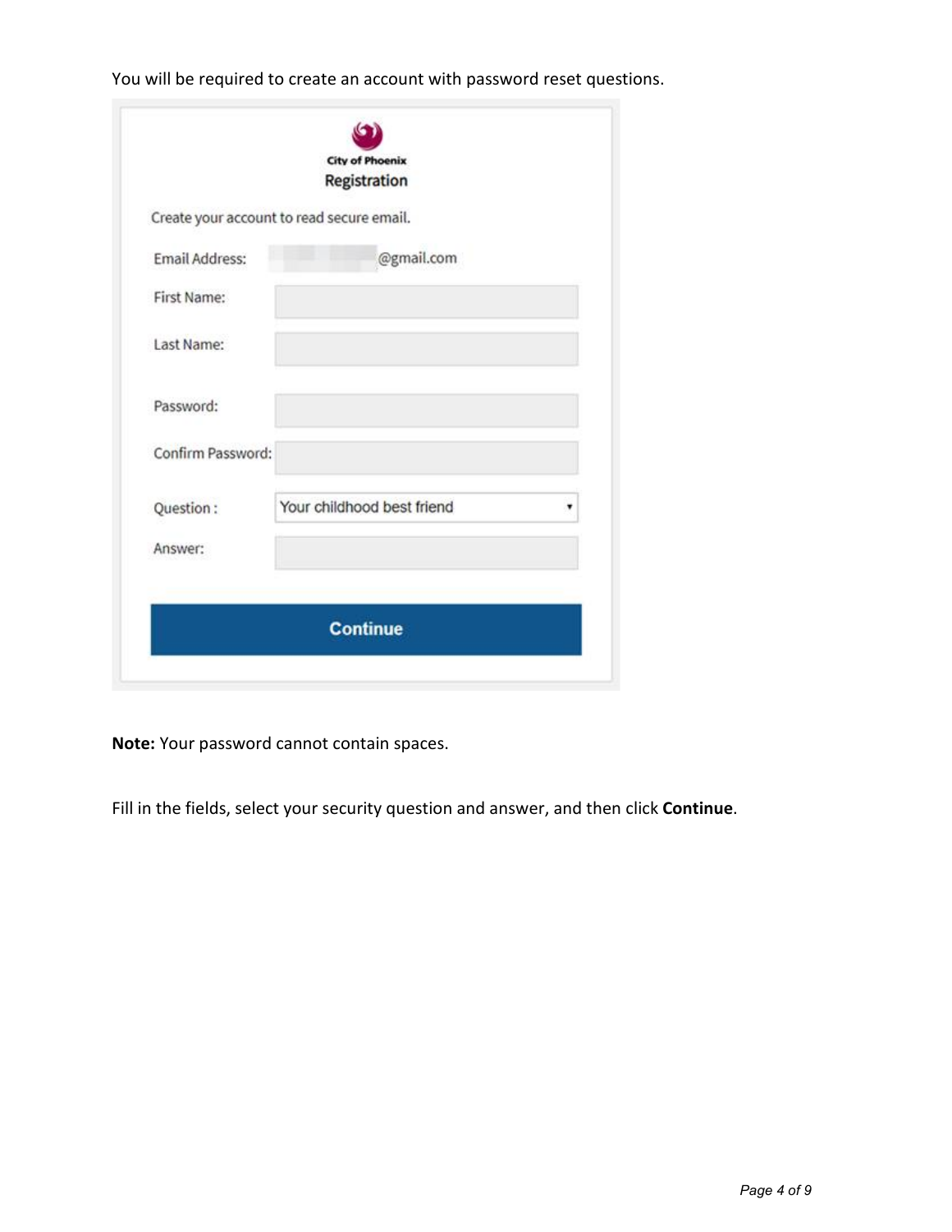You will be required to create an account with password reset questions.

**Note:** Your password cannot contain spaces.

Fill in the fields, select your security question and answer, and then click **Continue**.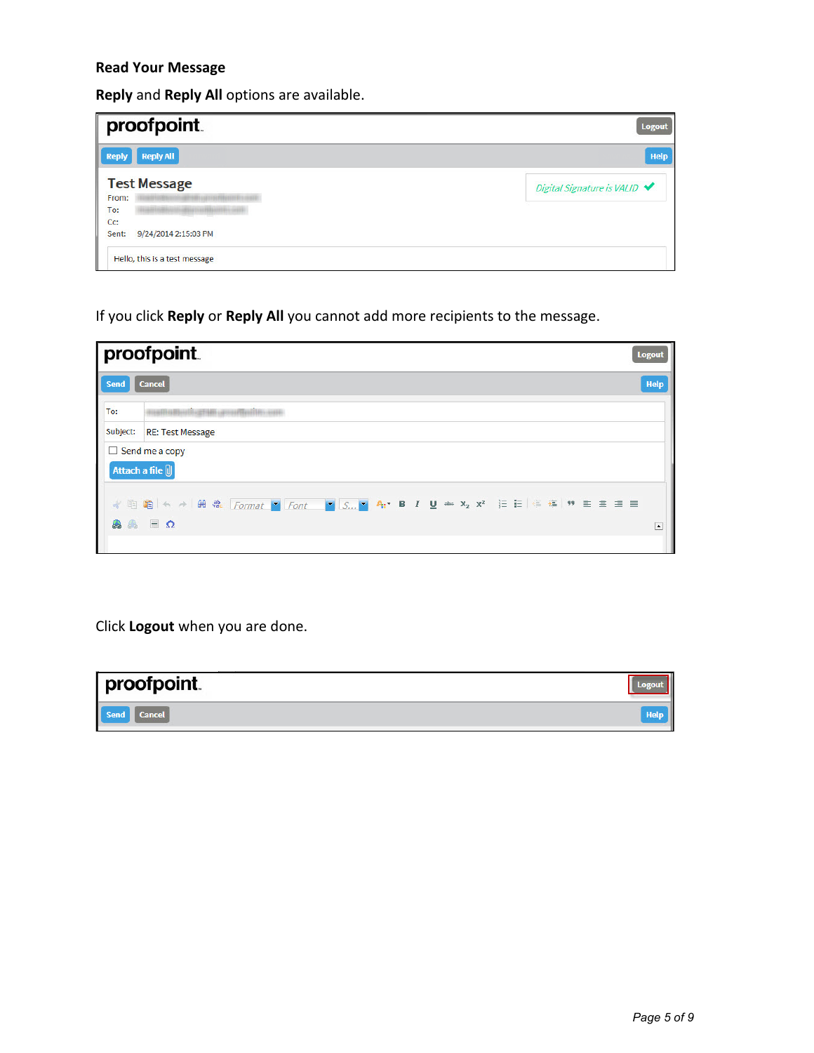**Read Your Message**

**Reply** and **Reply All** options are available.

If you click **Reply** or **Reply All** you cannot add more recipients to the message.

Click **Logout** when you are done.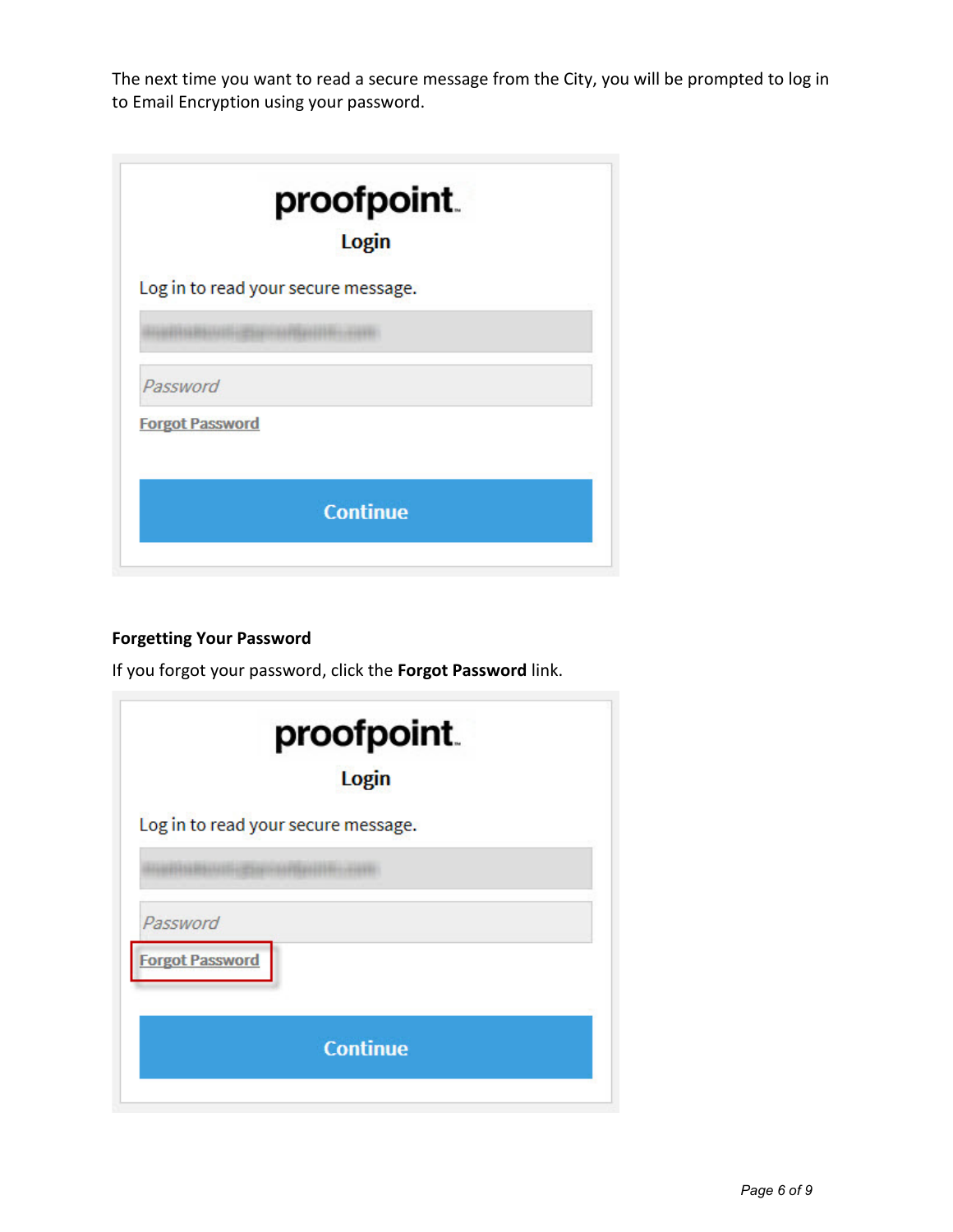The next time you want to read a secure message from the City, you will be prompted to log in to Email Encryption using your password.

**Forgetting Your Password**

If you forgot your password, click the **Forgot Password** link.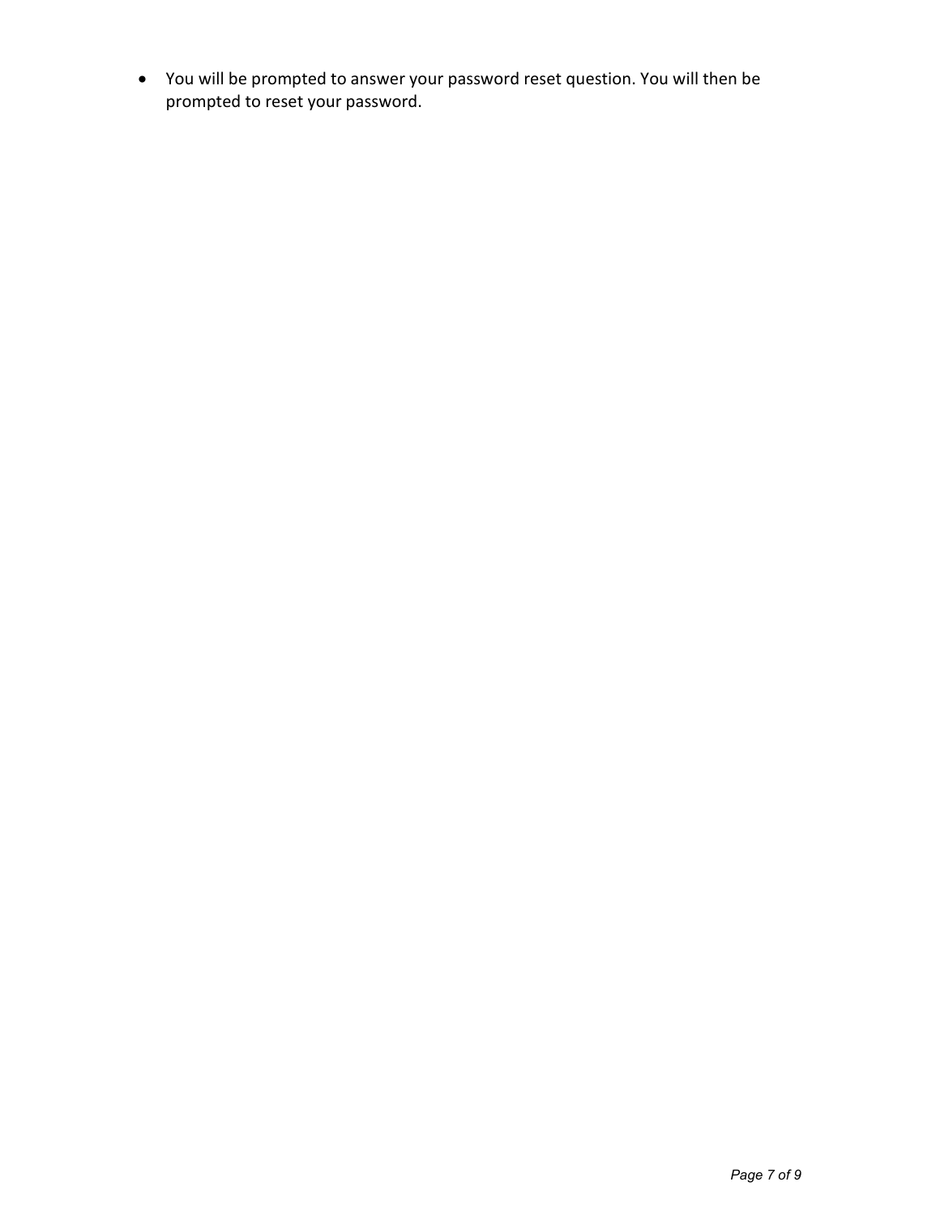- You will be prompted to answer your password reset question. You will then be prompted to reset your password.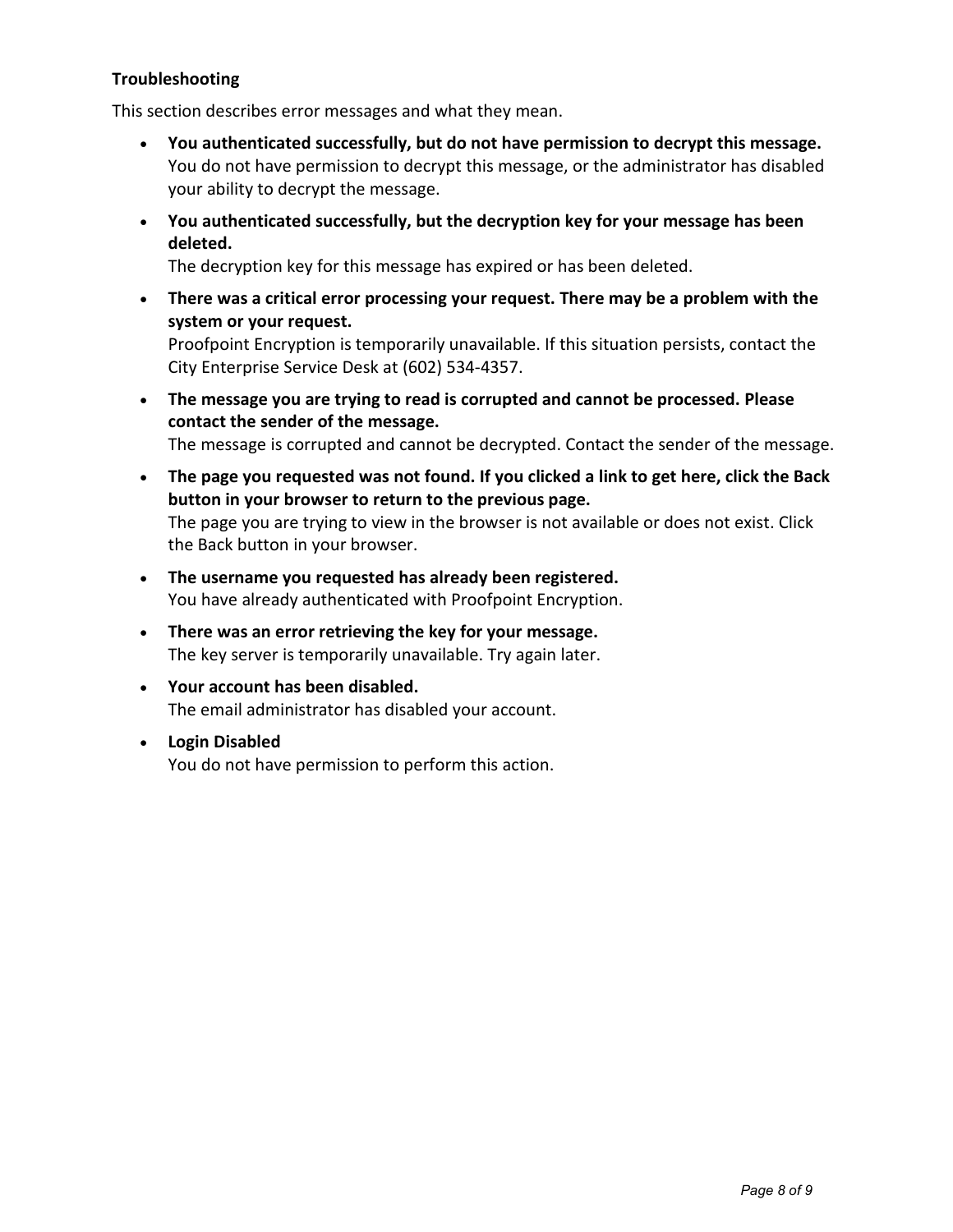**Troubleshooting**

This section describes error messages and what they mean.

- **You authenticated successfully, but do not have permission to decrypt this message.**
  You do not have permission to decrypt this message, or the administrator has disabled your ability to decrypt the message.
- **You authenticated successfully, but the decryption key for your message has been deleted.**
  The decryption key for this message has expired or has been deleted.
- **There was a critical error processing your request. There may be a problem with the system or your request.**
  Proofpoint Encryption is temporarily unavailable. If this situation persists, contact the City Enterprise Service Desk at (602) 534-4357.
- **The message you are trying to read is corrupted and cannot be processed. Please contact the sender of the message.**
  The message is corrupted and cannot be decrypted. Contact the sender of the message.
- **The page you requested was not found. If you clicked a link to get here, click the Back button in your browser to return to the previous page.**
  The page you are trying to view in the browser is not available or does not exist. Click the Back button in your browser.
- **The username you requested has already been registered.**
  You have already authenticated with Proofpoint Encryption.
- **There was an error retrieving the key for your message.**
  The key server is temporarily unavailable. Try again later.
- **Your account has been disabled.**
  The email administrator has disabled your account.
- **Login Disabled**
  You do not have permission to perform this action.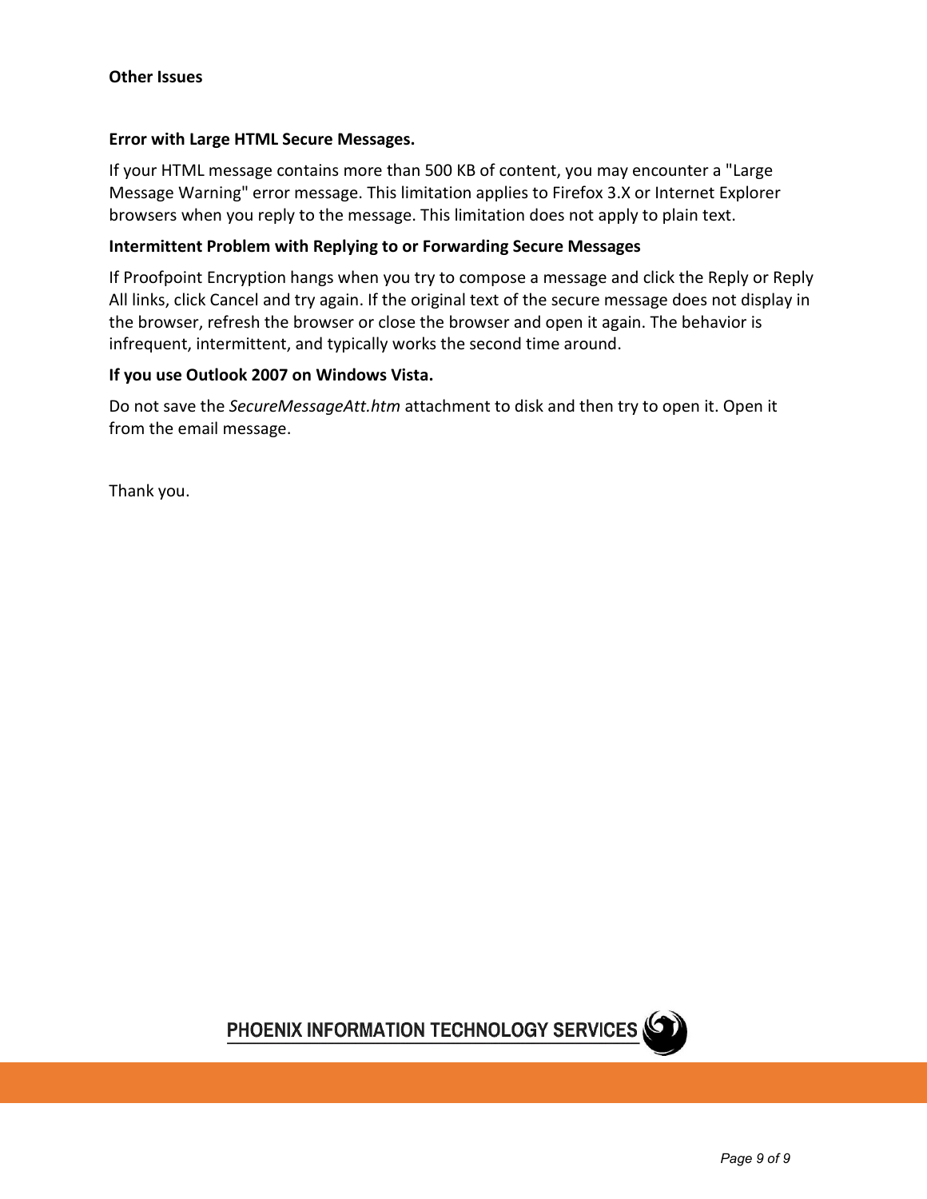**Other Issues**

**Error with Large HTML Secure Messages.**

If your HTML message contains more than 500 KB of content, you may encounter a "Large Message Warning" error message. This limitation applies to Firefox 3.X or Internet Explorer browsers when you reply to the message. This limitation does not apply to plain text.

**Intermittent Problem with Replying to or Forwarding Secure Messages**

If Proofpoint Encryption hangs when you try to compose a message and click the Reply or Reply All links, click Cancel and try again. If the original text of the secure message does not display in the browser, refresh the browser or close the browser and open it again. The behavior is infrequent, intermittent, and typically works the second time around.

**If you use Outlook 2007 on Windows Vista.**

Do not save the *SecureMessageAtt.htm* attachment to disk and then try to open it. Open it from the email message.

Thank you.